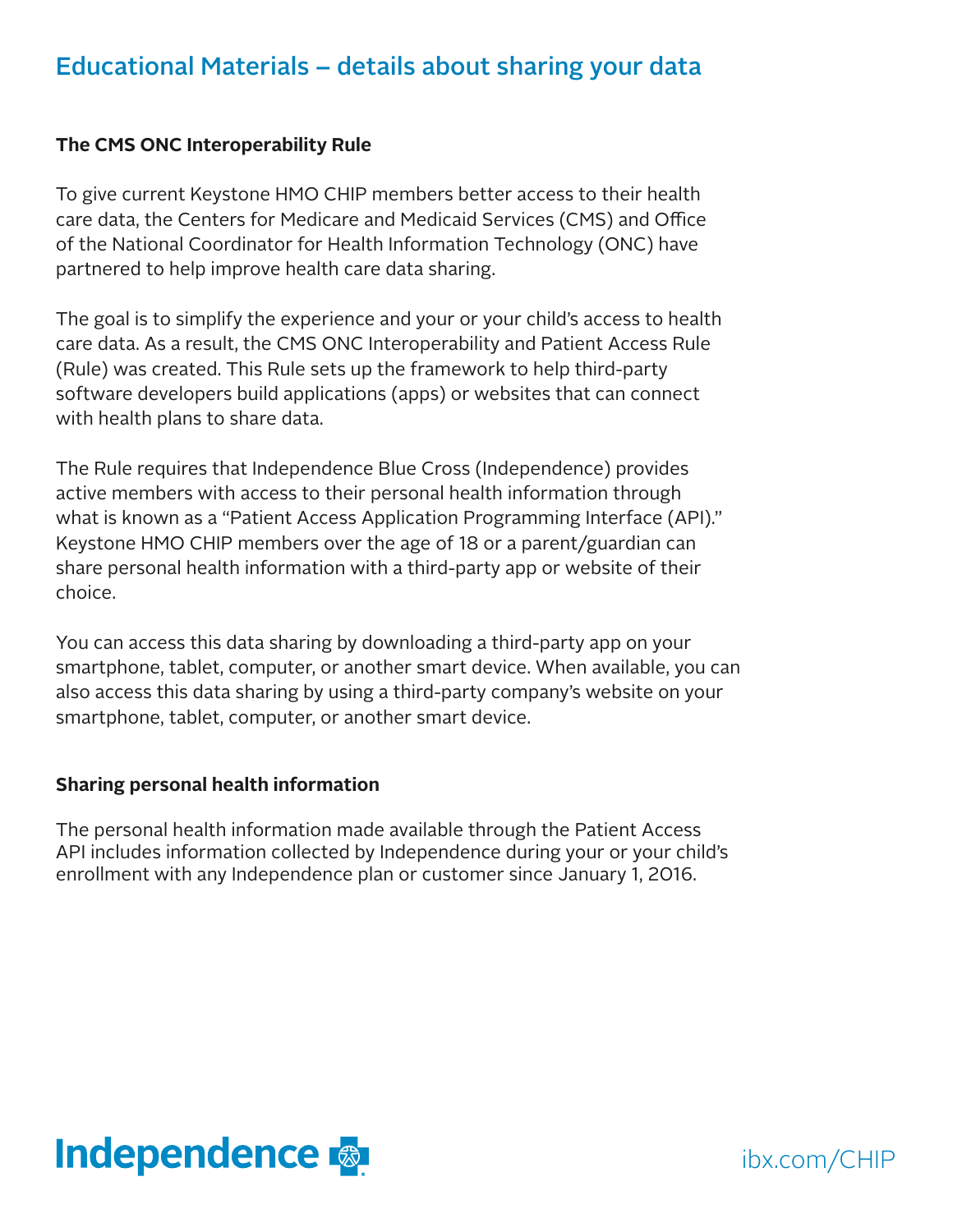# Educational Materials – details about sharing your data

### The CMS ONC Interoperability Rule

To give current Keystone HMO CHIP members better access to their health care data, the Centers for Medicare and Medicaid Services (CMS) and Office of the National Coordinator for Health Information Technology (ONC) have partnered to help improve health care data sharing.

The goal is to simplify the experience and your or your child's access to health care data. As a result, the CMS ONC Interoperability and Patient Access Rule (Rule) was created. This Rule sets up the framework to help third-party software developers build applications (apps) or websites that can connect with health plans to share data.

The Rule requires that Independence Blue Cross (Independence) provides active members with access to their personal health information through what is known as a "Patient Access Application Programming Interface (API)." Keystone HMO CHIP members over the age of 18 or a parent/guardian can share personal health information with a third-party app or website of their choice.

You can access this data sharing by downloading a third-party app on your smartphone, tablet, computer, or another smart device. When available, you can also access this data sharing by using a third-party company's website on your smartphone, tablet, computer, or another smart device.

### Sharing personal health information

The personal health information made available through the Patient Access API includes information collected by Independence during your or your child's enrollment with any Independence plan or customer since January 1, 2016.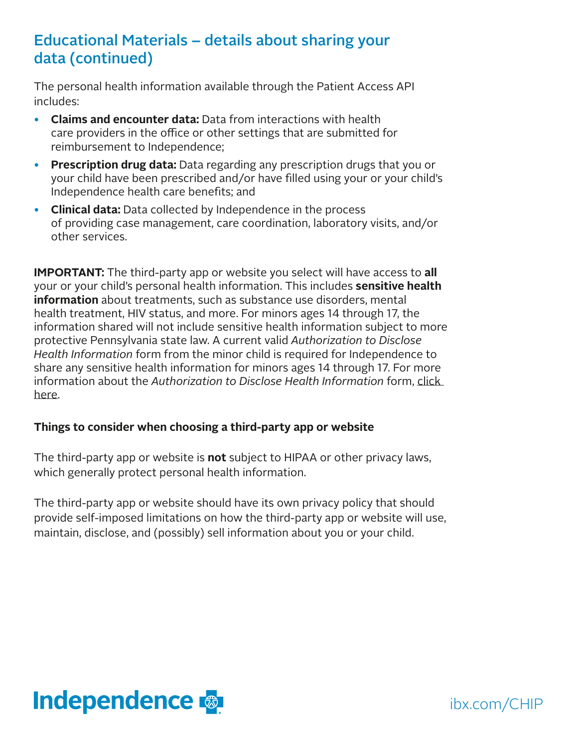## Educational Materials – details about sharing your data (continued)

The personal health information available through the Patient Access API includes:

- **Claims and encounter data:** Data from interactions with health care providers in the office or other settings that are submitted for reimbursement to Independence;
- **Prescription drug data:** Data regarding any prescription drugs that you or your child have been prescribed and/or have filled using your or your child's Independence health care benefits; and
- **Clinical data:** Data collected by Independence in the process of providing case management, care coordination, laboratory visits, and/or other services.

**IMPORTANT:** The third-party app or website you select will have access to **all** your or your child's personal health information. This includes **sensitive health information** about treatments, such as substance use disorders, mental health treatment, HIV status, and more. For minors ages 14 through 17, the information shared will not include sensitive health information subject to more protective Pennsylvania state law. A current valid *Authorization to Disclose Health Information* form from the minor child is required for Independence to share any sensitive health information for minors ages 14 through 17. For more information about the *Authorization to Disclose Health Information* form, click here.

**Things to consider when choosing a third-party app or website**

The third-party app or website is **not** subject to HIPAA or other privacy laws, which generally protect personal health information.

The third-party app or website should have its own privacy policy that should provide self-imposed limitations on how the third-party app or website will use, maintain, disclose, and (possibly) sell information about you or your child.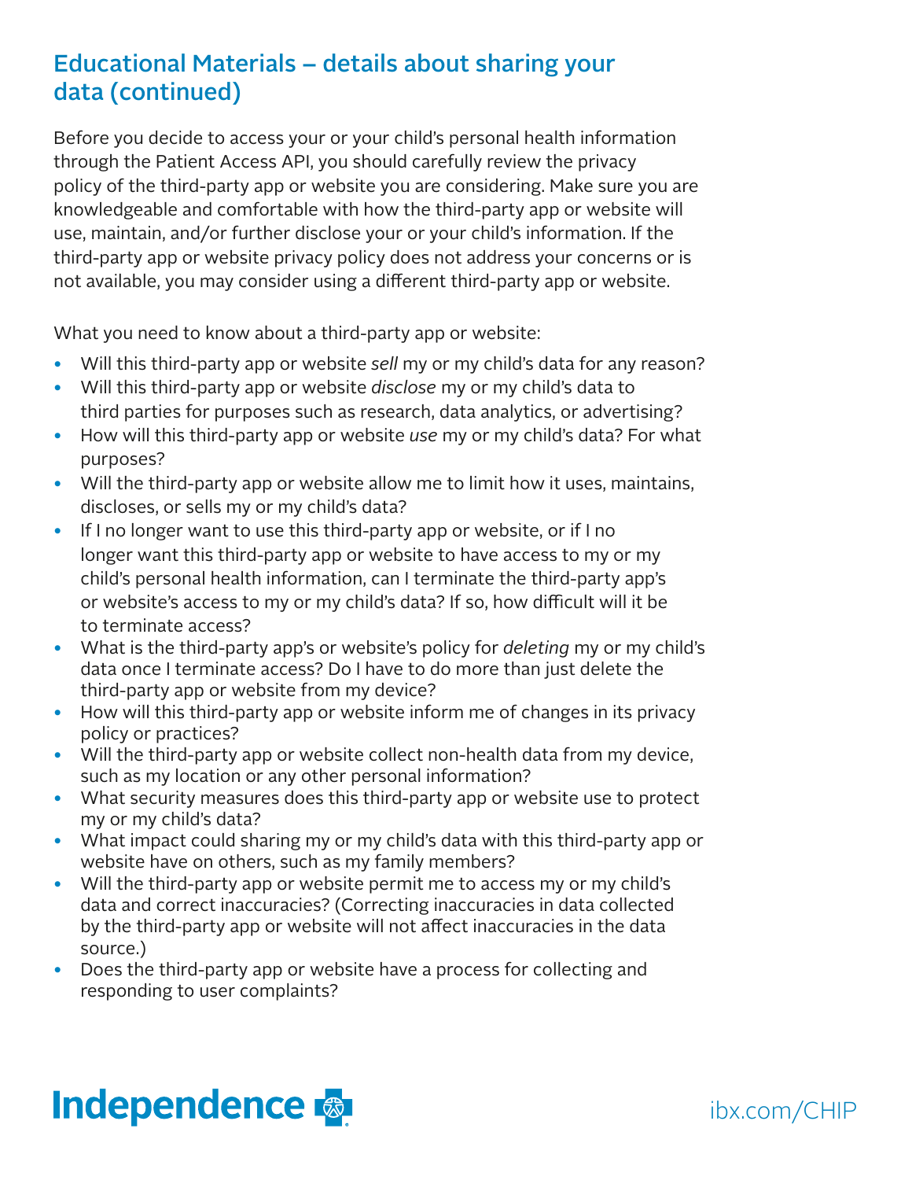## Educational Materials – details about sharing your data (continued)

Before you decide to access your or your child's personal health information through the Patient Access API, you should carefully review the privacy policy of the third-party app or website you are considering. Make sure you are knowledgeable and comfortable with how the third-party app or website will use, maintain, and/or further disclose your or your child's information. If the third-party app or website privacy policy does not address your concerns or is not available, you may consider using a different third-party app or website.

What you need to know about a third-party app or website:

- Will this third-party app or website *sell* my or my child's data for any reason?
- Will this third-party app or website *disclose* my or my child's data to third parties for purposes such as research, data analytics, or advertising?
- How will this third-party app or website *use* my or my child's data? For what purposes?
- Will the third-party app or website allow me to limit how it uses, maintains, discloses, or sells my or my child's data?
- If I no longer want to use this third-party app or website, or if I no longer want this third-party app or website to have access to my or my child's personal health information, can I terminate the third-party app's or website's access to my or my child's data? If so, how difficult will it be to terminate access?
- What is the third-party app's or website's policy for *deleting* my or my child's data once I terminate access? Do I have to do more than just delete the third-party app or website from my device?
- How will this third-party app or website inform me of changes in its privacy policy or practices?
- Will the third-party app or website collect non-health data from my device, such as my location or any other personal information?
- What security measures does this third-party app or website use to protect my or my child's data?
- What impact could sharing my or my child's data with this third-party app or website have on others, such as my family members?
- Will the third-party app or website permit me to access my or my child's data and correct inaccuracies? (Correcting inaccuracies in data collected by the third-party app or website will not affect inaccuracies in the data source.)
- Does the third-party app or website have a process for collecting and responding to user complaints?

Independence

ibx.com/CHIP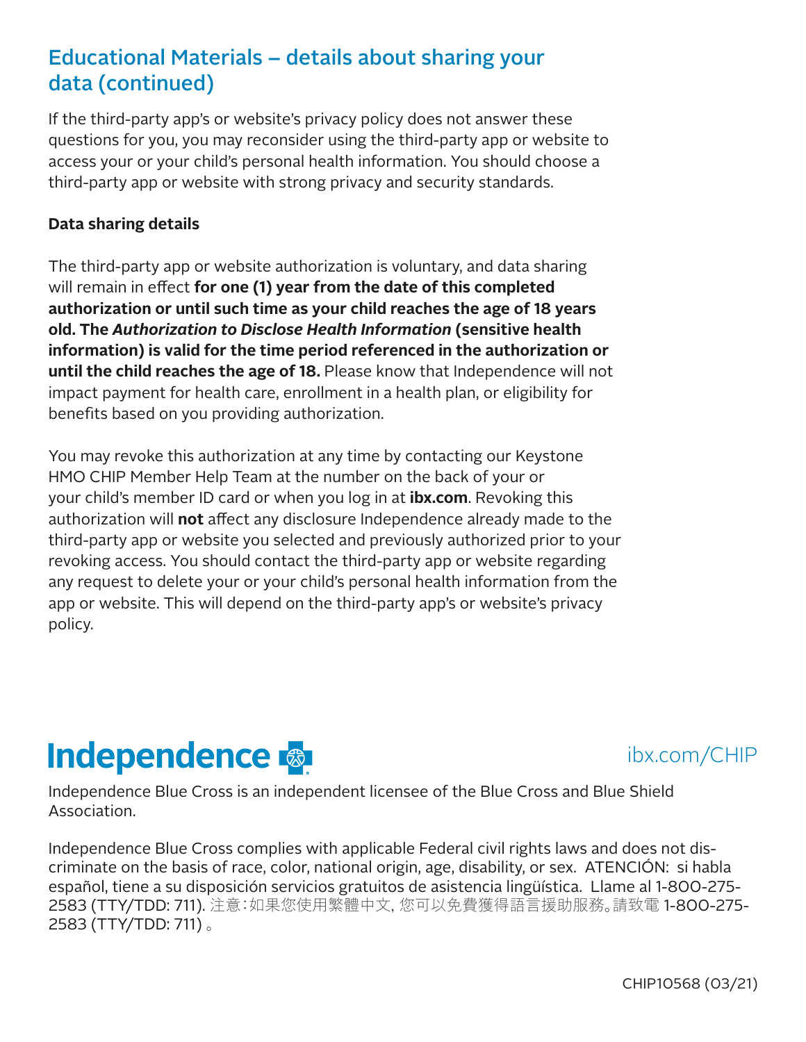## Educational Materials – details about sharing your data (continued)

If the third-party app's or website's privacy policy does not answer these questions for you, you may reconsider using the third-party app or website to access your or your child's personal health information. You should choose a third-party app or website with strong privacy and security standards.

**Data sharing details**

The third-party app or website authorization is voluntary, and data sharing will remain in effect **for one (1) year from the date of this completed authorization or until such time as your child reaches the age of 18 years old. The *Authorization to Disclose Health Information* (sensitive health information) is valid for the time period referenced in the authorization or until the child reaches the age of 18.** Please know that Independence will not impact payment for health care, enrollment in a health plan, or eligibility for benefits based on you providing authorization.

You may revoke this authorization at any time by contacting our Keystone HMO CHIP Member Help Team at the number on the back of your or your child's member ID card or when you log in at **ibx.com**. Revoking this authorization will **not** affect any disclosure Independence already made to the third-party app or website you selected and previously authorized prior to your revoking access. You should contact the third-party app or website regarding any request to delete your or your child's personal health information from the app or website. This will depend on the third-party app's or website's privacy policy.

**Independence**

ibx.com/CHIP

Independence Blue Cross is an independent licensee of the Blue Cross and Blue Shield Association.

Independence Blue Cross complies with applicable Federal civil rights laws and does not discriminate on the basis of race, color, national origin, age, disability, or sex. ATENCIÓN: si habla español, tiene a su disposición servicios gratuitos de asistencia lingüística. Llame al 1-800-275-2583 (TTY/TDD: 711). 注意：如果您使用繁體中文, 您可以免費獲得語言援助服務。請致電 1-800-275-2583 (TTY/TDD: 711)。

CHIP10568 (03/21)